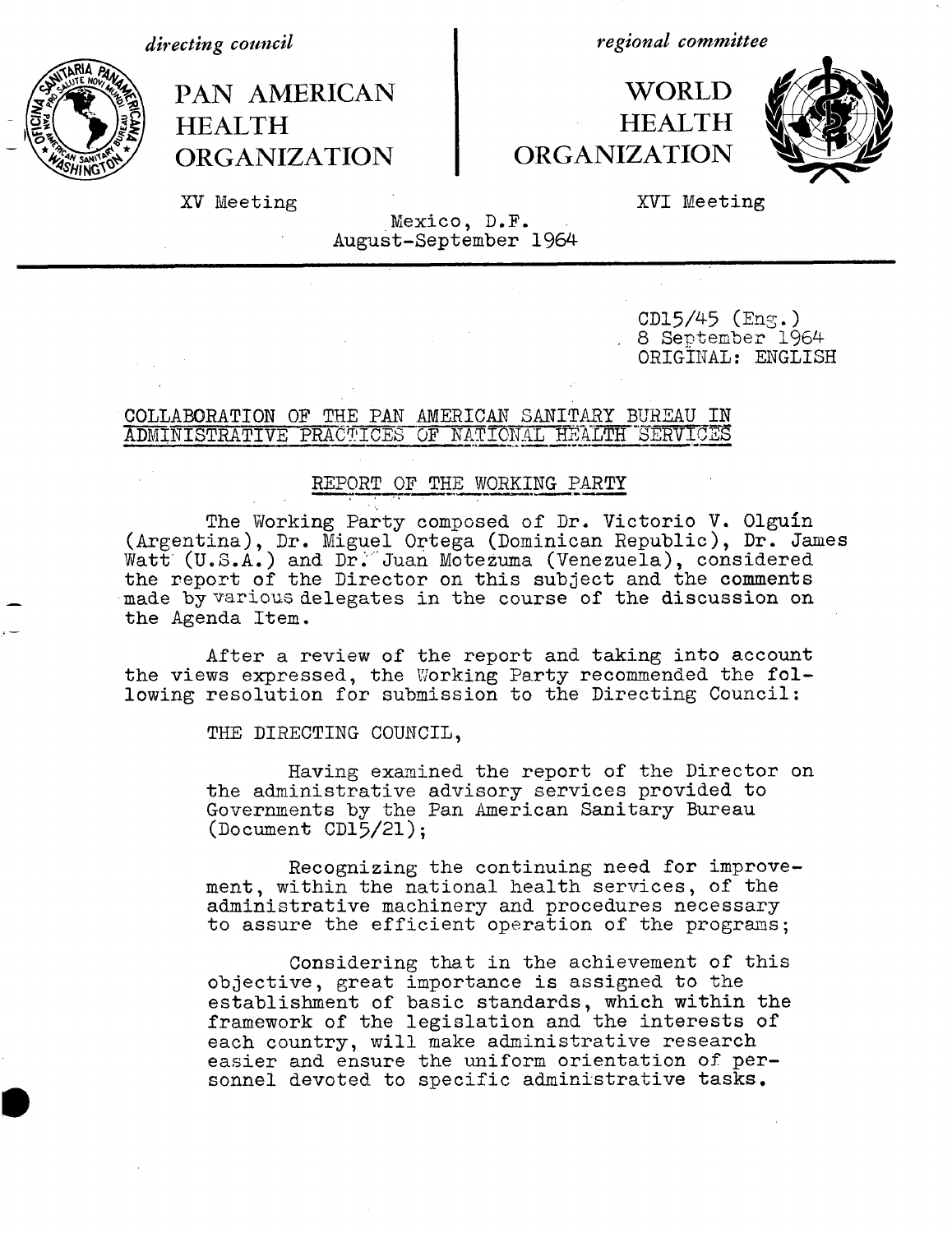*directing council*

**PAN AMERICAN HEALTH ORGANIZATION**

XV Meeting

*regional committee*

**WORLD HEALTH ORGANIZATION**

XVI Meeting

Mexico, D.F.
August-September 1964

CD15/45 (Eng.)
8 September 1964
ORIGINAL: ENGLISH

## COLLABORATION OF THE PAN AMERICAN SANITARY BUREAU IN ADMINISTRATIVE PRACTICES OF NATIONAL HEALTH SERVICES

### REPORT OF THE WORKING PARTY

The Working Party composed of Dr. Victorio V. Olguín (Argentina), Dr. Miguel Ortega (Dominican Republic), Dr. James Watt (U.S.A.) and Dr. Juan Motezuma (Venezuela), considered the report of the Director on this subject and the comments made by various delegates in the course of the discussion on the Agenda Item.

After a review of the report and taking into account the views expressed, the Working Party recommended the following resolution for submission to the Directing Council:

THE DIRECTING COUNCIL,

Having examined the report of the Director on the administrative advisory services provided to Governments by the Pan American Sanitary Bureau (Document CD15/21);

Recognizing the continuing need for improvement, within the national health services, of the administrative machinery and procedures necessary to assure the efficient operation of the programs;

Considering that in the achievement of this objective, great importance is assigned to the establishment of basic standards, which within the framework of the legislation and the interests of each country, will make administrative research easier and ensure the uniform orientation of personnel devoted to specific administrative tasks.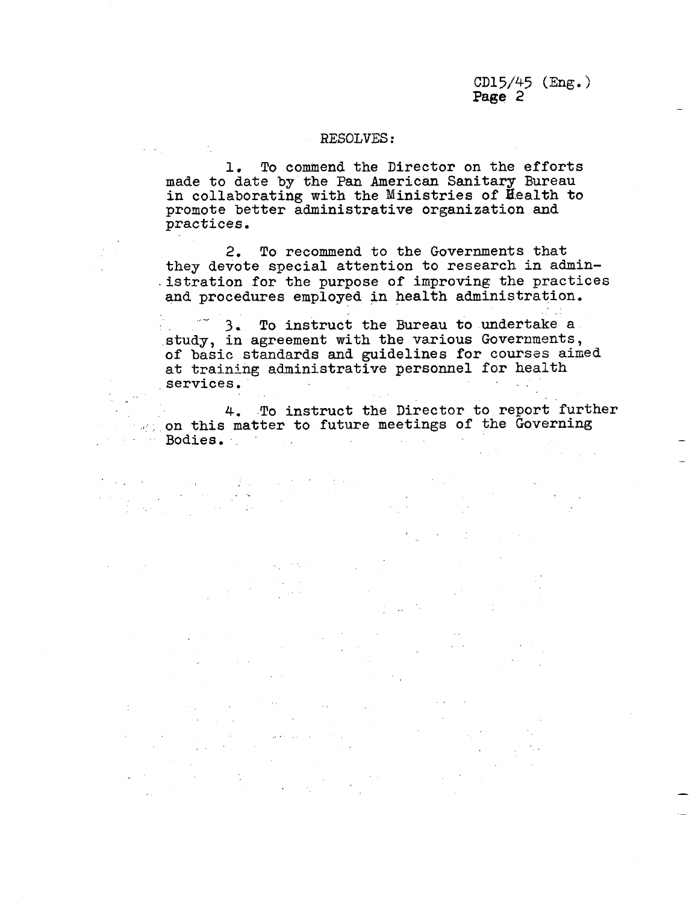RESOLVES:

1. To commend the Director on the efforts made to date by the Pan American Sanitary Bureau in collaborating with the Ministries of Health to promote better administrative organization and practices.

2. To recommend to the Governments that they devote special attention to research in administration for the purpose of improving the practices and procedures employed in health administration.

3. To instruct the Bureau to undertake a study, in agreement with the various Governments, of basic standards and guidelines for courses aimed at training administrative personnel for health services.

4. To instruct the Director to report further on this matter to future meetings of the Governing Bodies.